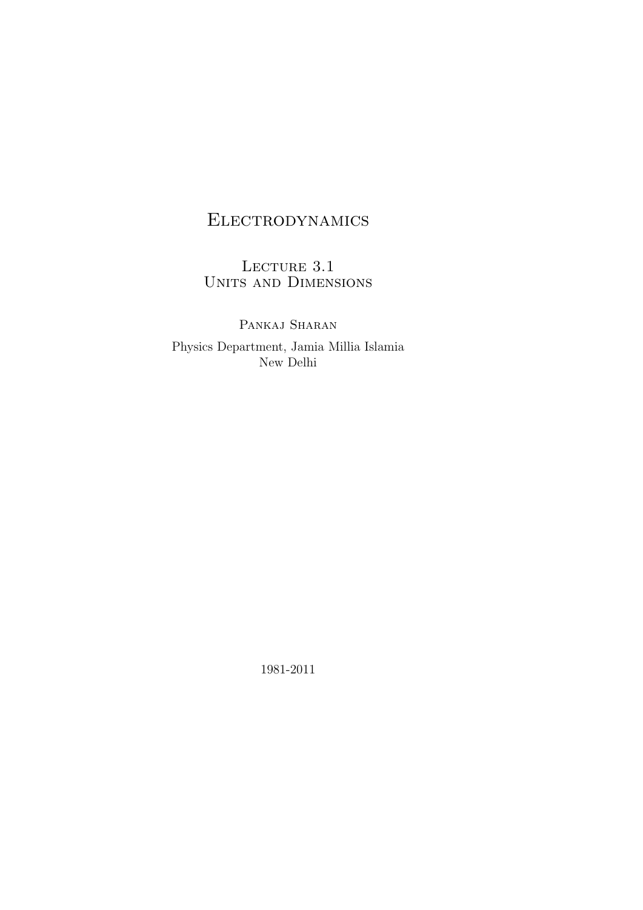# Electrodynamics

## Lecture 3.1
## Units and Dimensions

Pankaj Sharan

Physics Department, Jamia Millia Islamia
New Delhi

1981-2011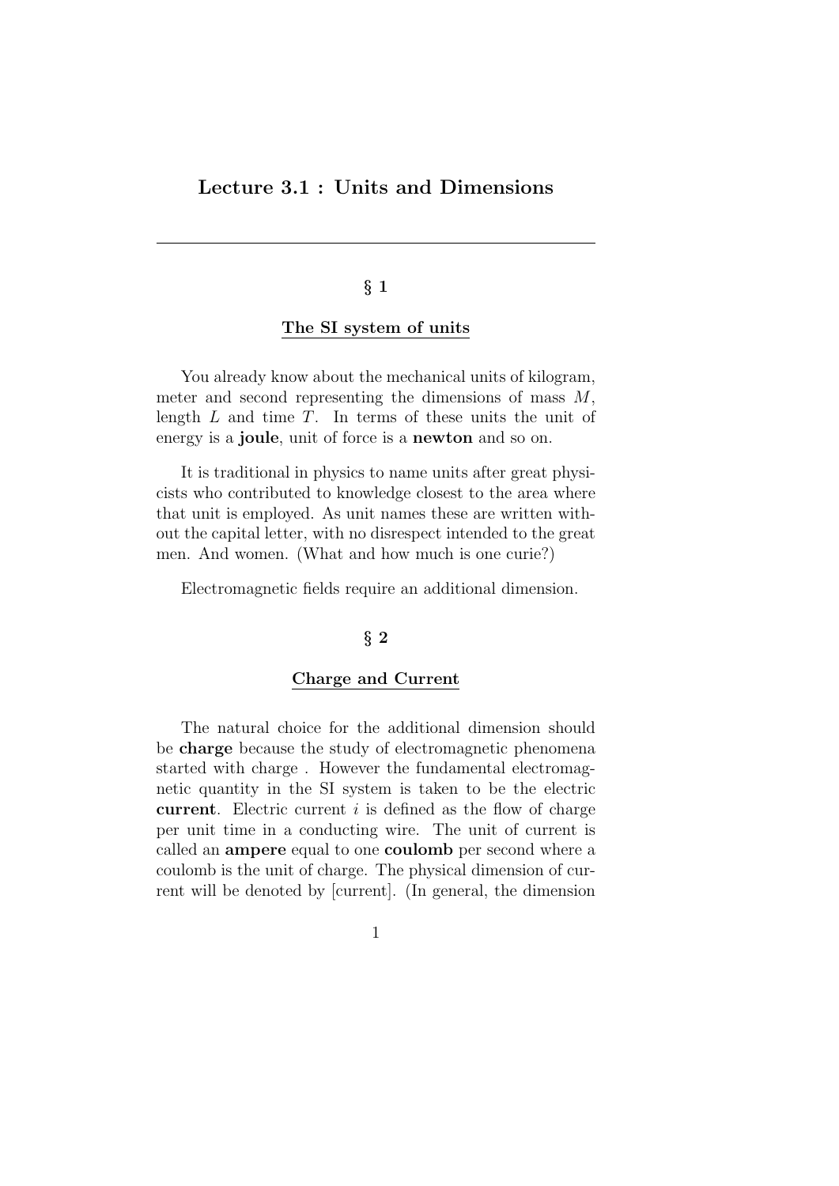# Lecture 3.1 : Units and Dimensions

---

## § 1

### The SI system of units

You already know about the mechanical units of kilogram, meter and second representing the dimensions of mass $M$, length $L$ and time $T$. In terms of these units the unit of energy is a **joule**, unit of force is a **newton** and so on.

It is traditional in physics to name units after great physicists who contributed to knowledge closest to the area where that unit is employed. As unit names these are written without the capital letter, with no disrespect intended to the great men. And women. (What and how much is one curie?)

Electromagnetic fields require an additional dimension.

## § 2

### Charge and Current

The natural choice for the additional dimension should be **charge** because the study of electromagnetic phenomena started with charge . However the fundamental electromagnetic quantity in the SI system is taken to be the electric **current**. Electric current $i$ is defined as the flow of charge per unit time in a conducting wire. The unit of current is called an **ampere** equal to one **coulomb** per second where a coulomb is the unit of charge. The physical dimension of current will be denoted by [current]. (In general, the dimension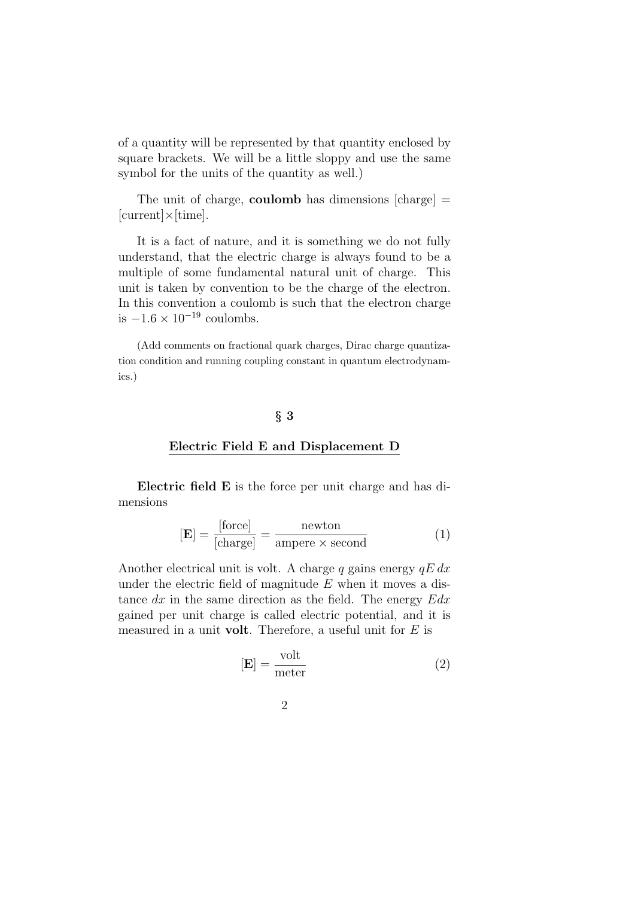of a quantity will be represented by that quantity enclosed by square brackets. We will be a little sloppy and use the same symbol for the units of the quantity as well.)

The unit of charge, **coulomb** has dimensions [charge] = [current]×[time].

It is a fact of nature, and it is something we do not fully understand, that the electric charge is always found to be a multiple of some fundamental natural unit of charge. This unit is taken by convention to be the charge of the electron. In this convention a coulomb is such that the electron charge is $-1.6 \times 10^{-19}$ coulombs.

(Add comments on fractional quark charges, Dirac charge quantization condition and running coupling constant in quantum electrodynamics.)

## § 3

## Electric Field E and Displacement D

**Electric field E** is the force per unit charge and has dimensions

$$[\mathbf{E}] = \frac{[\text{force}]}{[\text{charge}]} = \frac{\text{newton}}{\text{ampere} \times \text{second}} \tag{1}$$

Another electrical unit is volt. A charge $q$ gains energy $qE\,dx$ under the electric field of magnitude $E$ when it moves a distance $dx$ in the same direction as the field. The energy $Edx$ gained per unit charge is called electric potential, and it is measured in a unit **volt**. Therefore, a useful unit for $E$ is

$$[\mathbf{E}] = \frac{\text{volt}}{\text{meter}} \tag{2}$$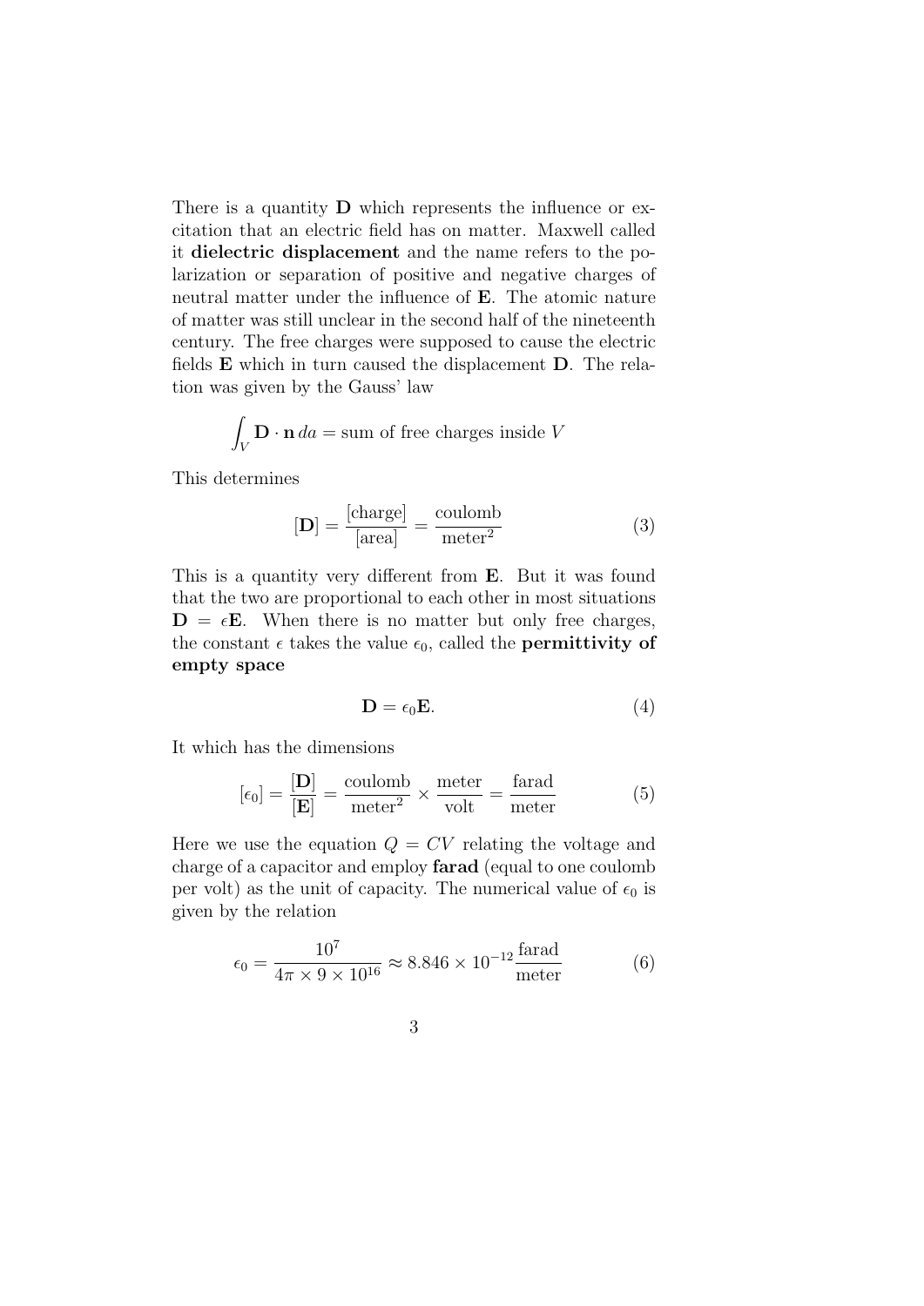There is a quantity **D** which represents the influence or excitation that an electric field has on matter. Maxwell called it **dielectric displacement** and the name refers to the polarization or separation of positive and negative charges of neutral matter under the influence of **E**. The atomic nature of matter was still unclear in the second half of the nineteenth century. The free charges were supposed to cause the electric fields **E** which in turn caused the displacement **D**. The relation was given by the Gauss' law

$$\int_V \mathbf{D} \cdot \mathbf{n}\, da = \text{sum of free charges inside } V$$

This determines

$$[\mathbf{D}] = \frac{[\text{charge}]}{[\text{area}]} = \frac{\text{coulomb}}{\text{meter}^2} \tag{3}$$

This is a quantity very different from **E**. But it was found that the two are proportional to each other in most situations $\mathbf{D} = \epsilon \mathbf{E}$. When there is no matter but only free charges, the constant $\epsilon$ takes the value $\epsilon_0$, called the **permittivity of empty space**

$$\mathbf{D} = \epsilon_0 \mathbf{E}. \tag{4}$$

It which has the dimensions

$$[\epsilon_0] = \frac{[\mathbf{D}]}{[\mathbf{E}]} = \frac{\text{coulomb}}{\text{meter}^2} \times \frac{\text{meter}}{\text{volt}} = \frac{\text{farad}}{\text{meter}} \tag{5}$$

Here we use the equation $Q = CV$ relating the voltage and charge of a capacitor and employ **farad** (equal to one coulomb per volt) as the unit of capacity. The numerical value of $\epsilon_0$ is given by the relation

$$\epsilon_0 = \frac{10^7}{4\pi \times 9 \times 10^{16}} \approx 8.846 \times 10^{-12} \frac{\text{farad}}{\text{meter}} \tag{6}$$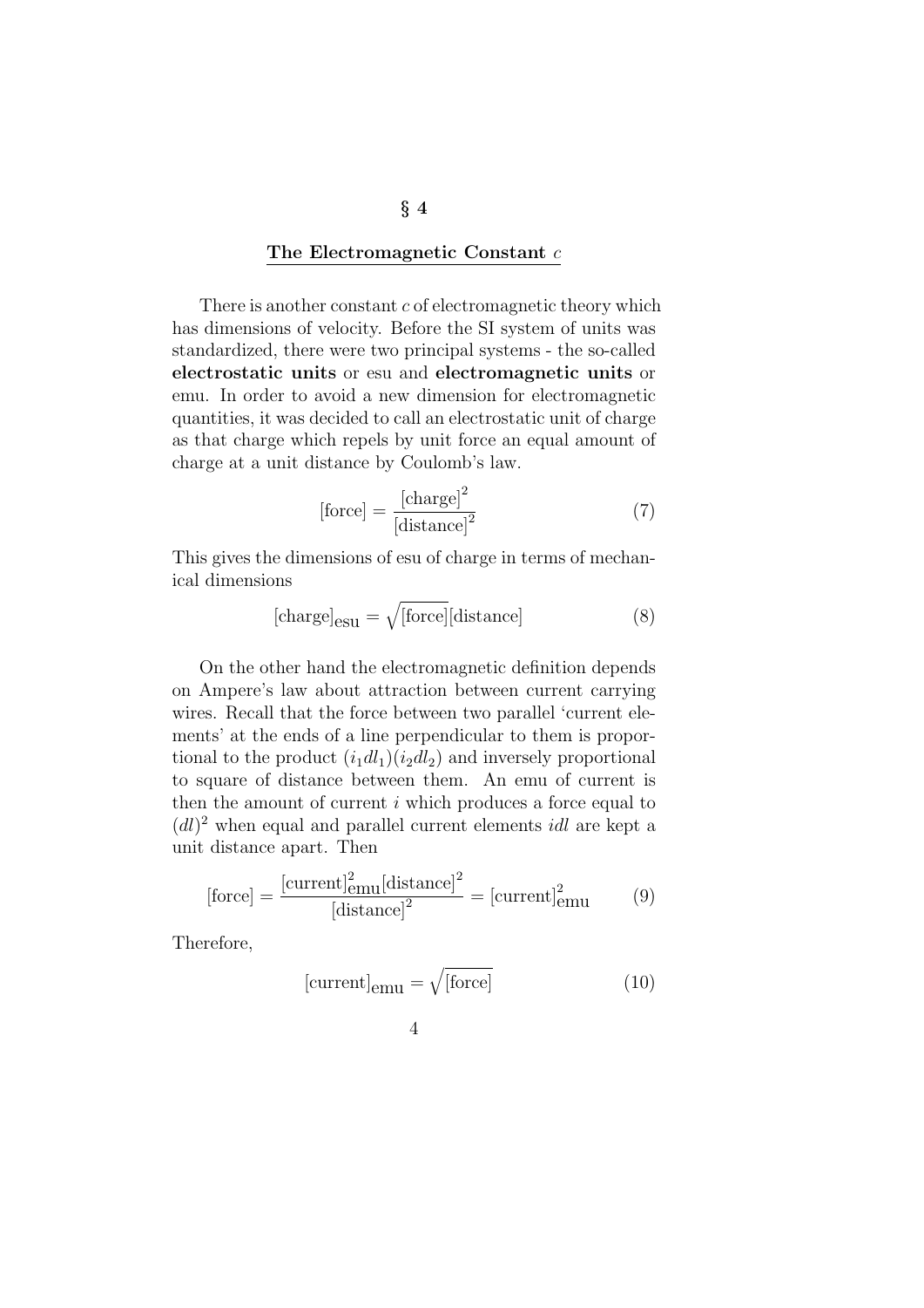## § 4

## The Electromagnetic Constant $c$

There is another constant $c$ of electromagnetic theory which has dimensions of velocity. Before the SI system of units was standardized, there were two principal systems - the so-called **electrostatic units** or esu and **electromagnetic units** or emu. In order to avoid a new dimension for electromagnetic quantities, it was decided to call an electrostatic unit of charge as that charge which repels by unit force an equal amount of charge at a unit distance by Coulomb's law.

$$[\text{force}] = \frac{[\text{charge}]^2}{[\text{distance}]^2} \tag{7}$$

This gives the dimensions of esu of charge in terms of mechanical dimensions

$$[\text{charge}]_{\text{esu}} = \sqrt{[\text{force}]}[\text{distance}] \tag{8}$$

On the other hand the electromagnetic definition depends on Ampere's law about attraction between current carrying wires. Recall that the force between two parallel 'current elements' at the ends of a line perpendicular to them is proportional to the product $(i_1 dl_1)(i_2 dl_2)$ and inversely proportional to square of distance between them. An emu of current is then the amount of current $i$ which produces a force equal to $(dl)^2$ when equal and parallel current elements $idl$ are kept a unit distance apart. Then

$$[\text{force}] = \frac{[\text{current}]^2_{\text{emu}}[\text{distance}]^2}{[\text{distance}]^2} = [\text{current}]^2_{\text{emu}} \tag{9}$$

Therefore,

$$[\text{current}]_{\text{emu}} = \sqrt{[\text{force}]} \tag{10}$$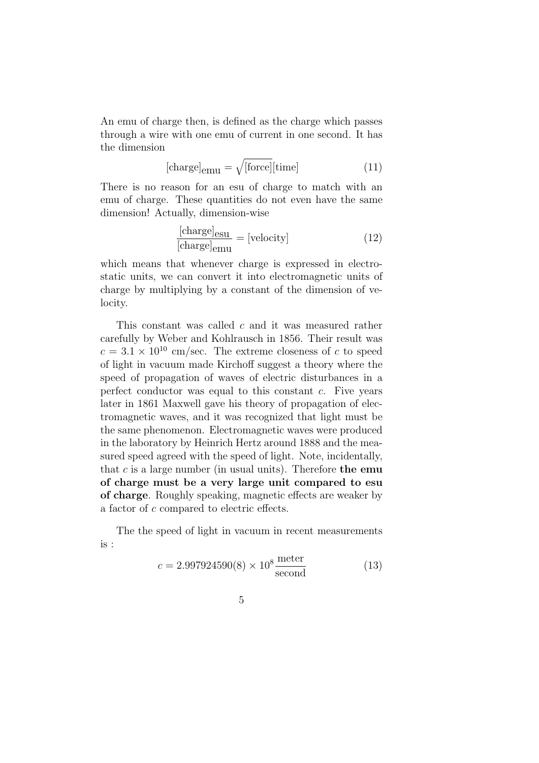An emu of charge then, is defined as the charge which passes through a wire with one emu of current in one second. It has the dimension

$$[\text{charge}]_{\text{emu}} = \sqrt{[\text{force}]}[\text{time}] \tag{11}$$

There is no reason for an esu of charge to match with an emu of charge. These quantities do not even have the same dimension! Actually, dimension-wise

$$\frac{[\text{charge}]_{\text{esu}}}{[\text{charge}]_{\text{emu}}} = [\text{velocity}] \tag{12}$$

which means that whenever charge is expressed in electrostatic units, we can convert it into electromagnetic units of charge by multiplying by a constant of the dimension of velocity.

This constant was called $c$ and it was measured rather carefully by Weber and Kohlrausch in 1856. Their result was $c = 3.1 \times 10^{10}$ cm/sec. The extreme closeness of $c$ to speed of light in vacuum made Kirchoff suggest a theory where the speed of propagation of waves of electric disturbances in a perfect conductor was equal to this constant $c$. Five years later in 1861 Maxwell gave his theory of propagation of electromagnetic waves, and it was recognized that light must be the same phenomenon. Electromagnetic waves were produced in the laboratory by Heinrich Hertz around 1888 and the measured speed agreed with the speed of light. Note, incidentally, that $c$ is a large number (in usual units). Therefore **the emu of charge must be a very large unit compared to esu of charge**. Roughly speaking, magnetic effects are weaker by a factor of $c$ compared to electric effects.

The the speed of light in vacuum in recent measurements is :

$$c = 2.997924590(8) \times 10^8 \frac{\text{meter}}{\text{second}} \tag{13}$$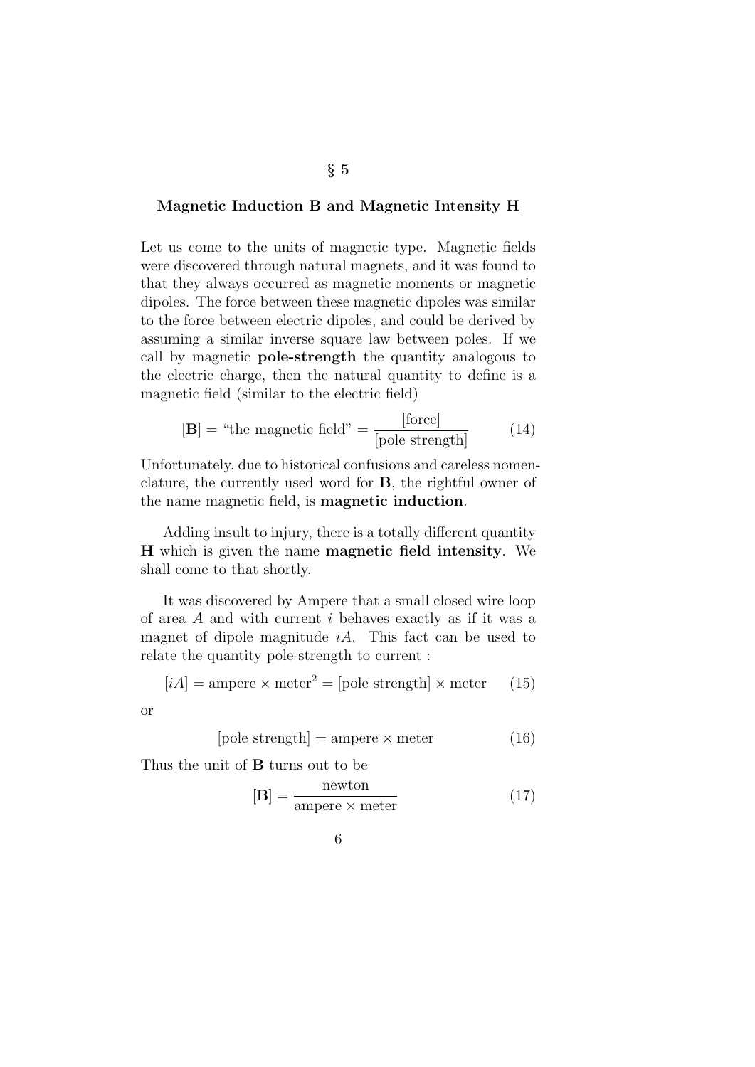## § 5

## Magnetic Induction B and Magnetic Intensity H

Let us come to the units of magnetic type. Magnetic fields were discovered through natural magnets, and it was found to that they always occurred as magnetic moments or magnetic dipoles. The force between these magnetic dipoles was similar to the force between electric dipoles, and could be derived by assuming a similar inverse square law between poles. If we call by magnetic **pole-strength** the quantity analogous to the electric charge, then the natural quantity to define is a magnetic field (similar to the electric field)

$$[\mathbf{B}] = \text{"the magnetic field"} = \frac{[\text{force}]}{[\text{pole strength}]} \tag{14}$$

Unfortunately, due to historical confusions and careless nomenclature, the currently used word for **B**, the rightful owner of the name magnetic field, is **magnetic induction**.

Adding insult to injury, there is a totally different quantity **H** which is given the name **magnetic field intensity**. We shall come to that shortly.

It was discovered by Ampere that a small closed wire loop of area $A$ and with current $i$ behaves exactly as if it was a magnet of dipole magnitude $iA$. This fact can be used to relate the quantity pole-strength to current :

$$[iA] = \text{ampere} \times \text{meter}^2 = [\text{pole strength}] \times \text{meter} \tag{15}$$

or

$$[\text{pole strength}] = \text{ampere} \times \text{meter} \tag{16}$$

Thus the unit of **B** turns out to be

$$[\mathbf{B}] = \frac{\text{newton}}{\text{ampere} \times \text{meter}} \tag{17}$$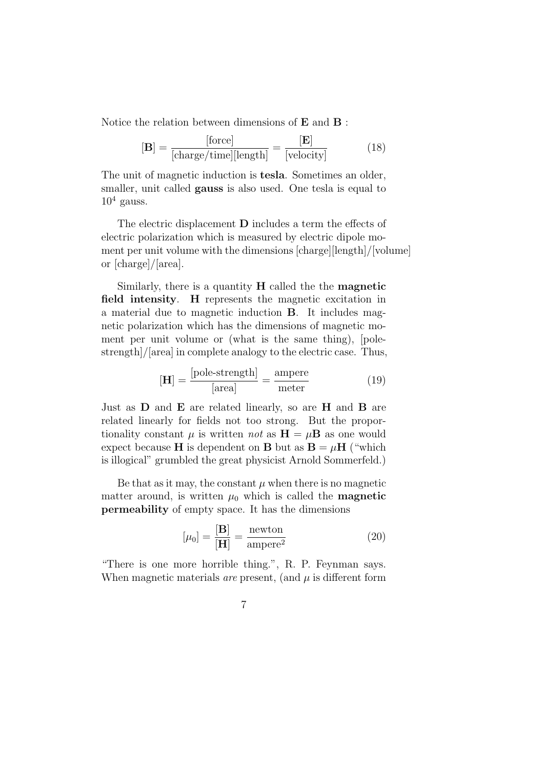Notice the relation between dimensions of **E** and **B** :

$$[\mathbf{B}] = \frac{[\text{force}]}{[\text{charge/time}][\text{length}]} = \frac{[\mathbf{E}]}{[\text{velocity}]} \tag{18}$$

The unit of magnetic induction is **tesla**. Sometimes an older, smaller, unit called **gauss** is also used. One tesla is equal to $10^4$ gauss.

The electric displacement **D** includes a term the effects of electric polarization which is measured by electric dipole moment per unit volume with the dimensions [charge][length]/[volume] or [charge]/[area].

Similarly, there is a quantity **H** called the the **magnetic field intensity**. **H** represents the magnetic excitation in a material due to magnetic induction **B**. It includes magnetic polarization which has the dimensions of magnetic moment per unit volume or (what is the same thing), [pole-strength]/[area] in complete analogy to the electric case. Thus,

$$[\mathbf{H}] = \frac{[\text{pole-strength}]}{[\text{area}]} = \frac{\text{ampere}}{\text{meter}} \tag{19}$$

Just as **D** and **E** are related linearly, so are **H** and **B** are related linearly for fields not too strong. But the proportionality constant $\mu$ is written *not* as $\mathbf{H} = \mu\mathbf{B}$ as one would expect because **H** is dependent on **B** but as $\mathbf{B} = \mu\mathbf{H}$ ("which is illogical" grumbled the great physicist Arnold Sommerfeld.)

Be that as it may, the constant $\mu$ when there is no magnetic matter around, is written $\mu_0$ which is called the **magnetic permeability** of empty space. It has the dimensions

$$[\mu_0] = \frac{[\mathbf{B}]}{[\mathbf{H}]} = \frac{\text{newton}}{\text{ampere}^2} \tag{20}$$

"There is one more horrible thing.", R. P. Feynman says. When magnetic materials *are* present, (and $\mu$ is different form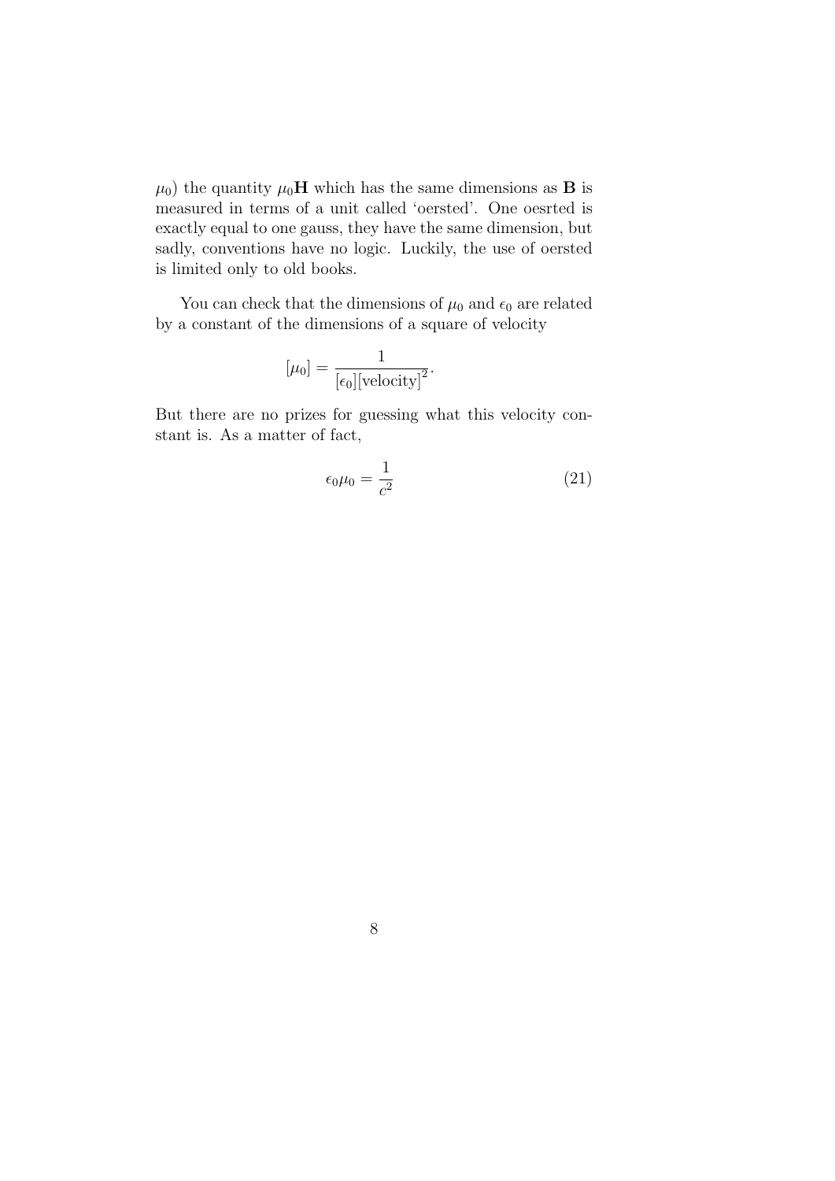$\mu_0$) the quantity $\mu_0\mathbf{H}$ which has the same dimensions as $\mathbf{B}$ is measured in terms of a unit called 'oersted'. One oesrted is exactly equal to one gauss, they have the same dimension, but sadly, conventions have no logic. Luckily, the use of oersted is limited only to old books.

You can check that the dimensions of $\mu_0$ and $\epsilon_0$ are related by a constant of the dimensions of a square of velocity

$$[\mu_0] = \frac{1}{[\epsilon_0][\text{velocity}]^2}.$$

But there are no prizes for guessing what this velocity constant is. As a matter of fact,

$$\epsilon_0\mu_0 = \frac{1}{c^2} \tag{21}$$